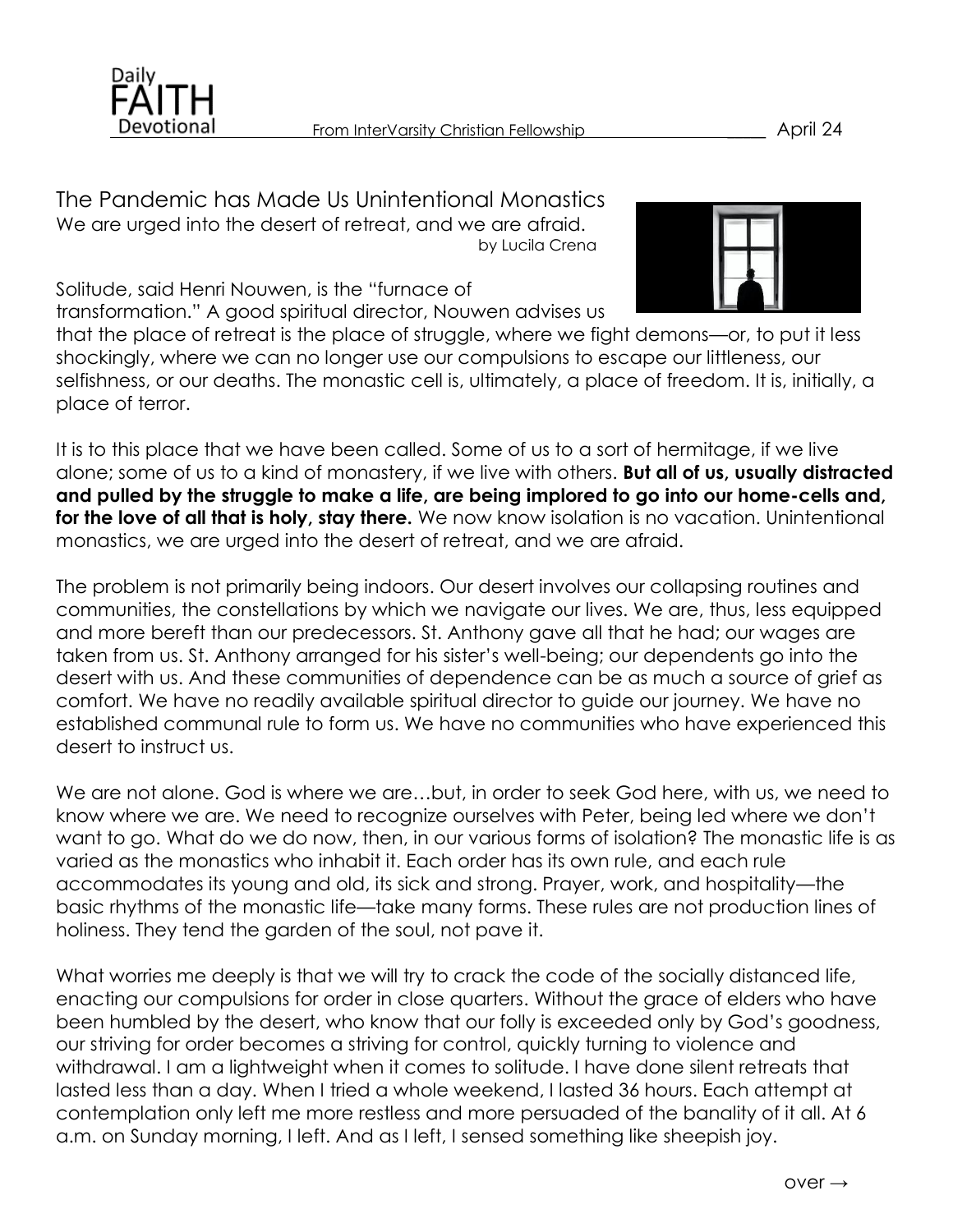# The Pandemic has Made Us Unintentional Monastics

We are urged into the desert of retreat, and we are afraid.

by Lucila Crena

Solitude, said Henri Nouwen, is the "furnace of transformation." A good spiritual director, Nouwen advises us that the place of retreat is the place of struggle, where we fight demons—or, to put it less shockingly, where we can no longer use our compulsions to escape our littleness, our selfishness, or our deaths. The monastic cell is, ultimately, a place of freedom. It is, initially, a place of terror.

It is to this place that we have been called. Some of us to a sort of hermitage, if we live alone; some of us to a kind of monastery, if we live with others. **But all of us, usually distracted and pulled by the struggle to make a life, are being implored to go into our home-cells and, for the love of all that is holy, stay there.** We now know isolation is no vacation. Unintentional monastics, we are urged into the desert of retreat, and we are afraid.

The problem is not primarily being indoors. Our desert involves our collapsing routines and communities, the constellations by which we navigate our lives. We are, thus, less equipped and more bereft than our predecessors. St. Anthony gave all that he had; our wages are taken from us. St. Anthony arranged for his sister's well-being; our dependents go into the desert with us. And these communities of dependence can be as much a source of grief as comfort. We have no readily available spiritual director to guide our journey. We have no established communal rule to form us. We have no communities who have experienced this desert to instruct us.

We are not alone. God is where we are…but, in order to seek God here, with us, we need to know where we are. We need to recognize ourselves with Peter, being led where we don't want to go. What do we do now, then, in our various forms of isolation? The monastic life is as varied as the monastics who inhabit it. Each order has its own rule, and each rule accommodates its young and old, its sick and strong. Prayer, work, and hospitality—the basic rhythms of the monastic life—take many forms. These rules are not production lines of holiness. They tend the garden of the soul, not pave it.

What worries me deeply is that we will try to crack the code of the socially distanced life, enacting our compulsions for order in close quarters. Without the grace of elders who have been humbled by the desert, who know that our folly is exceeded only by God's goodness, our striving for order becomes a striving for control, quickly turning to violence and withdrawal. I am a lightweight when it comes to solitude. I have done silent retreats that lasted less than a day. When I tried a whole weekend, I lasted 36 hours. Each attempt at contemplation only left me more restless and more persuaded of the banality of it all. At 6 a.m. on Sunday morning, I left. And as I left, I sensed something like sheepish joy.

over →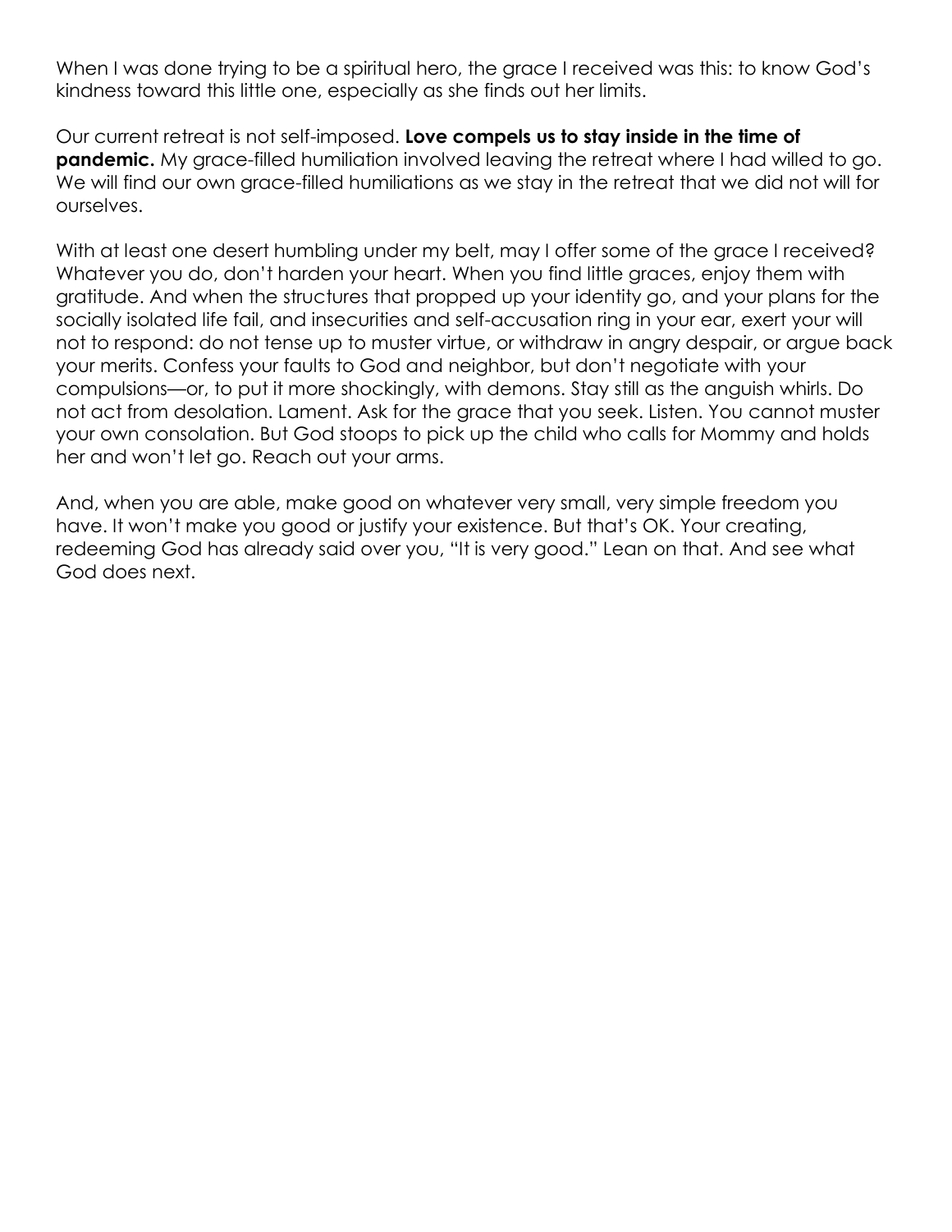When I was done trying to be a spiritual hero, the grace I received was this: to know God's kindness toward this little one, especially as she finds out her limits.

Our current retreat is not self-imposed. **Love compels us to stay inside in the time of pandemic.** My grace-filled humiliation involved leaving the retreat where I had willed to go. We will find our own grace-filled humiliations as we stay in the retreat that we did not will for ourselves.

With at least one desert humbling under my belt, may I offer some of the grace I received? Whatever you do, don't harden your heart. When you find little graces, enjoy them with gratitude. And when the structures that propped up your identity go, and your plans for the socially isolated life fail, and insecurities and self-accusation ring in your ear, exert your will not to respond: do not tense up to muster virtue, or withdraw in angry despair, or argue back your merits. Confess your faults to God and neighbor, but don't negotiate with your compulsions—or, to put it more shockingly, with demons. Stay still as the anguish whirls. Do not act from desolation. Lament. Ask for the grace that you seek. Listen. You cannot muster your own consolation. But God stoops to pick up the child who calls for Mommy and holds her and won't let go. Reach out your arms.

And, when you are able, make good on whatever very small, very simple freedom you have. It won't make you good or justify your existence. But that's OK. Your creating, redeeming God has already said over you, "It is very good." Lean on that. And see what God does next.